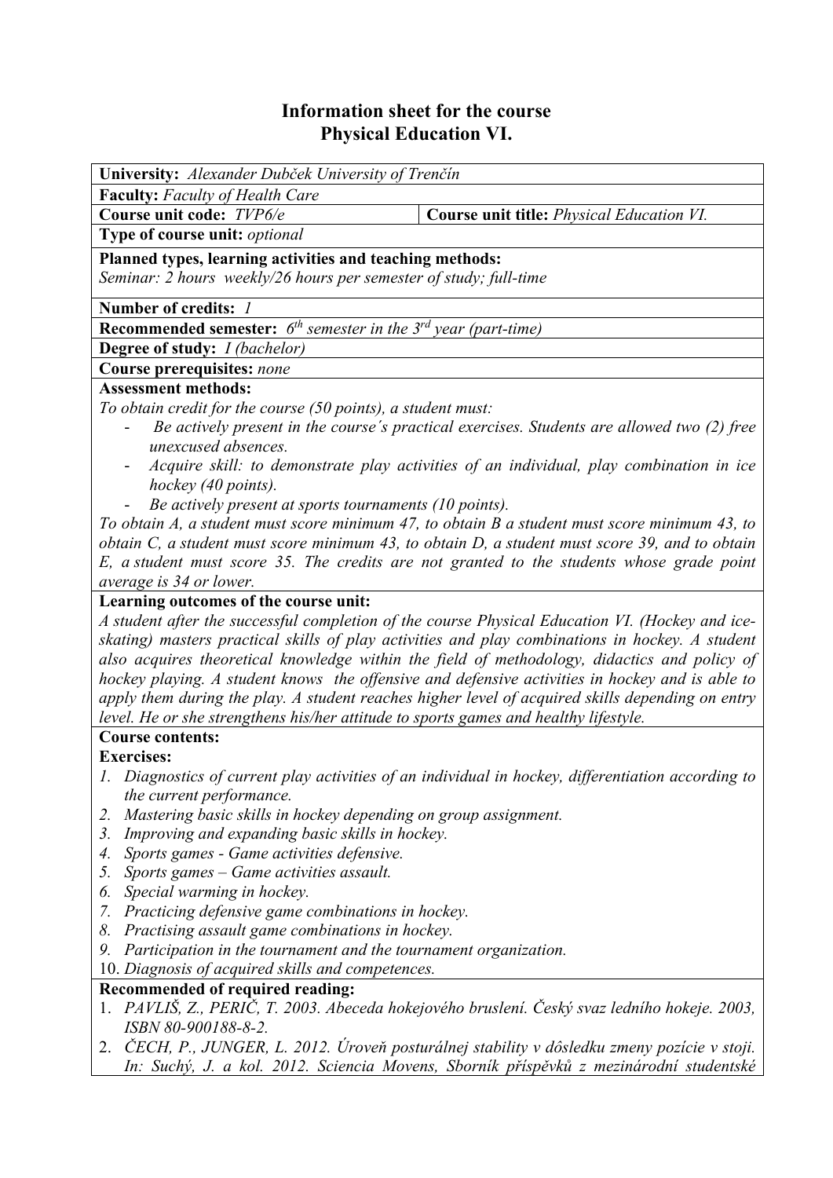# Information sheet for the course
# Physical Education VI.

**University:** *Alexander Dubček University of Trenčín*

**Faculty:** *Faculty of Health Care*

**Course unit code:** *TVP6/e* | **Course unit title:** *Physical Education VI.*

**Type of course unit:** *optional*

**Planned types, learning activities and teaching methods:**
*Seminar: 2 hours weekly/26 hours per semester of study; full-time*

**Number of credits:** *1*

**Recommended semester:** *6th semester in the 3rd year (part-time)*

**Degree of study:** *I (bachelor)*

**Course prerequisites:** *none*

**Assessment methods:**
*To obtain credit for the course (50 points), a student must:*

- *Be actively present in the course´s practical exercises. Students are allowed two (2) free unexcused absences.*
- *Acquire skill: to demonstrate play activities of an individual, play combination in ice hockey (40 points).*
- *Be actively present at sports tournaments (10 points).*

*To obtain A, a student must score minimum 47, to obtain B a student must score minimum 43, to obtain C, a student must score minimum 43, to obtain D, a student must score 39, and to obtain E, a student must score 35. The credits are not granted to the students whose grade point average is 34 or lower.*

**Learning outcomes of the course unit:**
*A student after the successful completion of the course Physical Education VI. (Hockey and ice-skating) masters practical skills of play activities and play combinations in hockey. A student also acquires theoretical knowledge within the field of methodology, didactics and policy of hockey playing. A student knows the offensive and defensive activities in hockey and is able to apply them during the play. A student reaches higher level of acquired skills depending on entry level. He or she strengthens his/her attitude to sports games and healthy lifestyle.*

**Course contents:**

**Exercises:**

1. *Diagnostics of current play activities of an individual in hockey, differentiation according to the current performance.*
2. *Mastering basic skills in hockey depending on group assignment.*
3. *Improving and expanding basic skills in hockey.*
4. *Sports games - Game activities defensive.*
5. *Sports games – Game activities assault.*
6. *Special warming in hockey.*
7. *Practicing defensive game combinations in hockey.*
8. *Practising assault game combinations in hockey.*
9. *Participation in the tournament and the tournament organization.*
10. *Diagnosis of acquired skills and competences.*

**Recommended of required reading:**

1. *PAVLIŠ, Z., PERIČ, T. 2003. Abeceda hokejového bruslení. Český svaz ledního hokeje. 2003, ISBN 80-900188-8-2.*
2. *ČECH, P., JUNGER, L. 2012. Úroveň posturálnej stability v dôsledku zmeny pozície v stoji. In: Suchý, J. a kol. 2012. Sciencia Movens, Sborník příspěvků z mezinárodní studentské*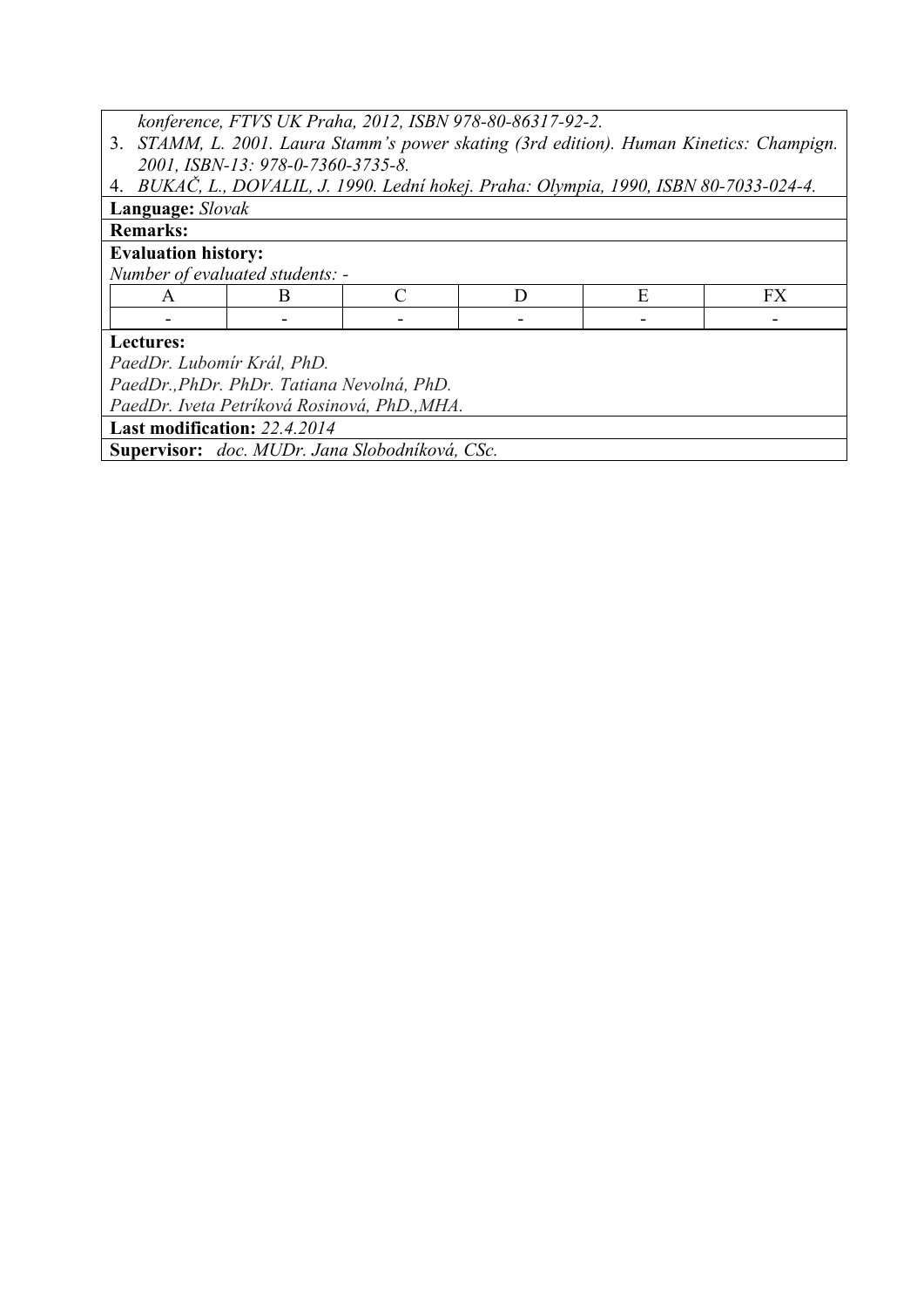*konference, FTVS UK Praha, 2012, ISBN 978-80-86317-92-2.*

3. *STAMM, L. 2001. Laura Stamm's power skating (3rd edition). Human Kinetics: Champign. 2001, ISBN-13: 978-0-7360-3735-8.*
4. *BUKAČ, L., DOVALIL, J. 1990. Lední hokej. Praha: Olympia, 1990, ISBN 80-7033-024-4.*

**Language:** *Slovak*

**Remarks:**

**Evaluation history:**

*Number of evaluated students: -*

| A | B | C | D | E | FX |
|---|---|---|---|---|---|
| - | - | - | - | - | - |

**Lectures:**

*PaedDr. Lubomír Král, PhD.*

*PaedDr.,PhDr. PhDr. Tatiana Nevolná, PhD.*

*PaedDr. Iveta Petríková Rosinová, PhD.,MHA.*

**Last modification:** *22.4.2014*

**Supervisor:** *doc. MUDr. Jana Slobodníková, CSc.*